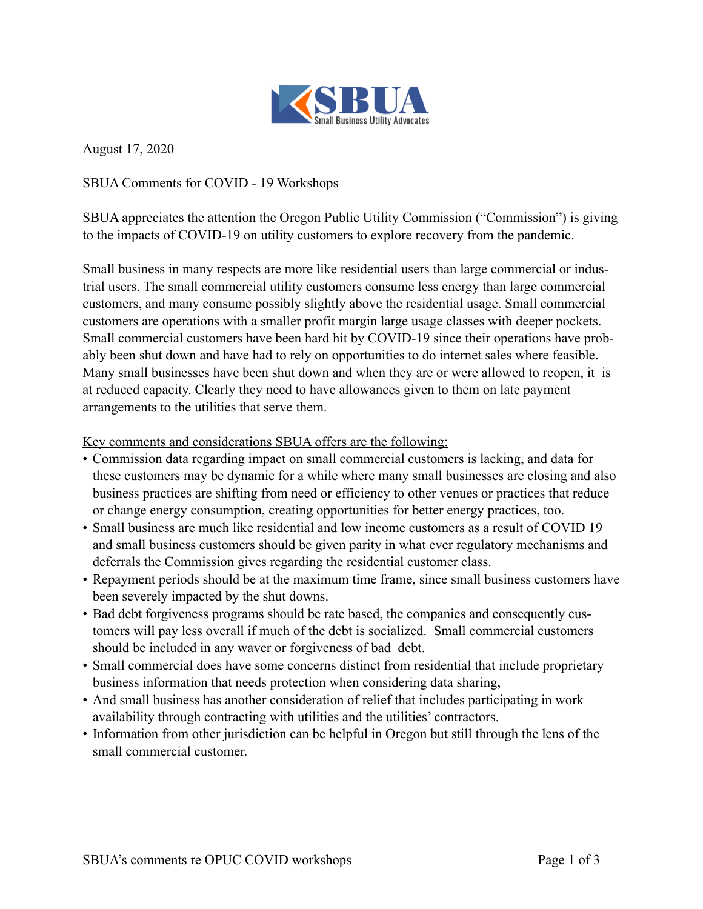SBUA Small Business Utility Advocates

August 17, 2020

SBUA Comments for COVID - 19 Workshops

SBUA appreciates the attention the Oregon Public Utility Commission ("Commission") is giving to the impacts of COVID-19 on utility customers to explore recovery from the pandemic.

Small business in many respects are more like residential users than large commercial or industrial users. The small commercial utility customers consume less energy than large commercial customers, and many consume possibly slightly above the residential usage. Small commercial customers are operations with a smaller profit margin large usage classes with deeper pockets. Small commercial customers have been hard hit by COVID-19 since their operations have probably been shut down and have had to rely on opportunities to do internet sales where feasible. Many small businesses have been shut down and when they are or were allowed to reopen, it is at reduced capacity. Clearly they need to have allowances given to them on late payment arrangements to the utilities that serve them.

<u>Key comments and considerations SBUA offers are the following:</u>

- Commission data regarding impact on small commercial customers is lacking, and data for these customers may be dynamic for a while where many small businesses are closing and also business practices are shifting from need or efficiency to other venues or practices that reduce or change energy consumption, creating opportunities for better energy practices, too.
- Small business are much like residential and low income customers as a result of COVID 19 and small business customers should be given parity in what ever regulatory mechanisms and deferrals the Commission gives regarding the residential customer class.
- Repayment periods should be at the maximum time frame, since small business customers have been severely impacted by the shut downs.
- Bad debt forgiveness programs should be rate based, the companies and consequently customers will pay less overall if much of the debt is socialized. Small commercial customers should be included in any waver or forgiveness of bad debt.
- Small commercial does have some concerns distinct from residential that include proprietary business information that needs protection when considering data sharing,
- And small business has another consideration of relief that includes participating in work availability through contracting with utilities and the utilities' contractors.
- Information from other jurisdiction can be helpful in Oregon but still through the lens of the small commercial customer.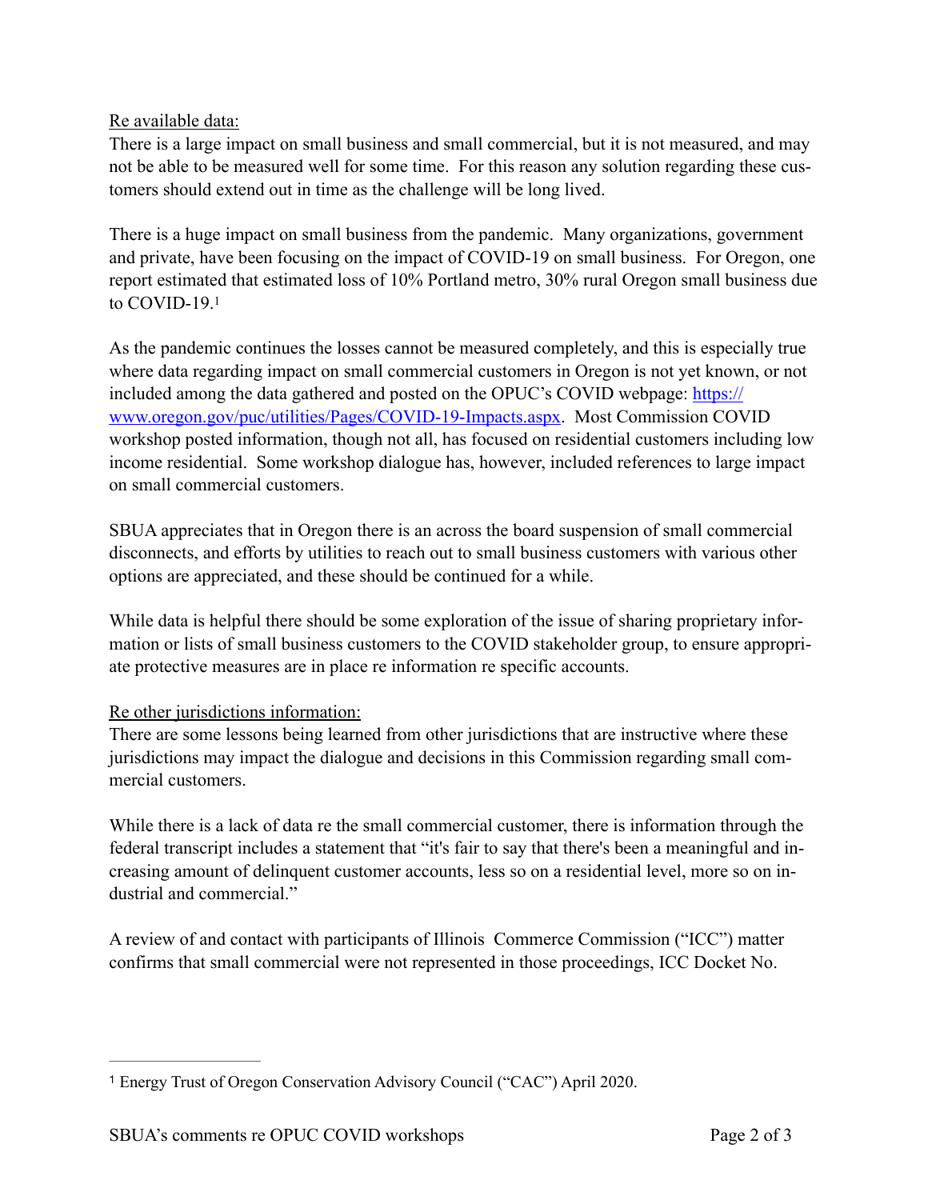Re available data:

There is a large impact on small business and small commercial, but it is not measured, and may not be able to be measured well for some time. For this reason any solution regarding these customers should extend out in time as the challenge will be long lived.

There is a huge impact on small business from the pandemic. Many organizations, government and private, have been focusing on the impact of COVID-19 on small business. For Oregon, one report estimated that estimated loss of 10% Portland metro, 30% rural Oregon small business due to COVID-19.[1]

As the pandemic continues the losses cannot be measured completely, and this is especially true where data regarding impact on small commercial customers in Oregon is not yet known, or not included among the data gathered and posted on the OPUC's COVID webpage: [https://www.oregon.gov/puc/utilities/Pages/COVID-19-Impacts.aspx](https://www.oregon.gov/puc/utilities/Pages/COVID-19-Impacts.aspx). Most Commission COVID workshop posted information, though not all, has focused on residential customers including low income residential. Some workshop dialogue has, however, included references to large impact on small commercial customers.

SBUA appreciates that in Oregon there is an across the board suspension of small commercial disconnects, and efforts by utilities to reach out to small business customers with various other options are appreciated, and these should be continued for a while.

While data is helpful there should be some exploration of the issue of sharing proprietary information or lists of small business customers to the COVID stakeholder group, to ensure appropriate protective measures are in place re information re specific accounts.

Re other jurisdictions information:

There are some lessons being learned from other jurisdictions that are instructive where these jurisdictions may impact the dialogue and decisions in this Commission regarding small commercial customers.

While there is a lack of data re the small commercial customer, there is information through the federal transcript includes a statement that "it's fair to say that there's been a meaningful and increasing amount of delinquent customer accounts, less so on a residential level, more so on industrial and commercial."

A review of and contact with participants of Illinois Commerce Commission ("ICC") matter confirms that small commercial were not represented in those proceedings, ICC Docket No.

---

[1] Energy Trust of Oregon Conservation Advisory Council ("CAC") April 2020.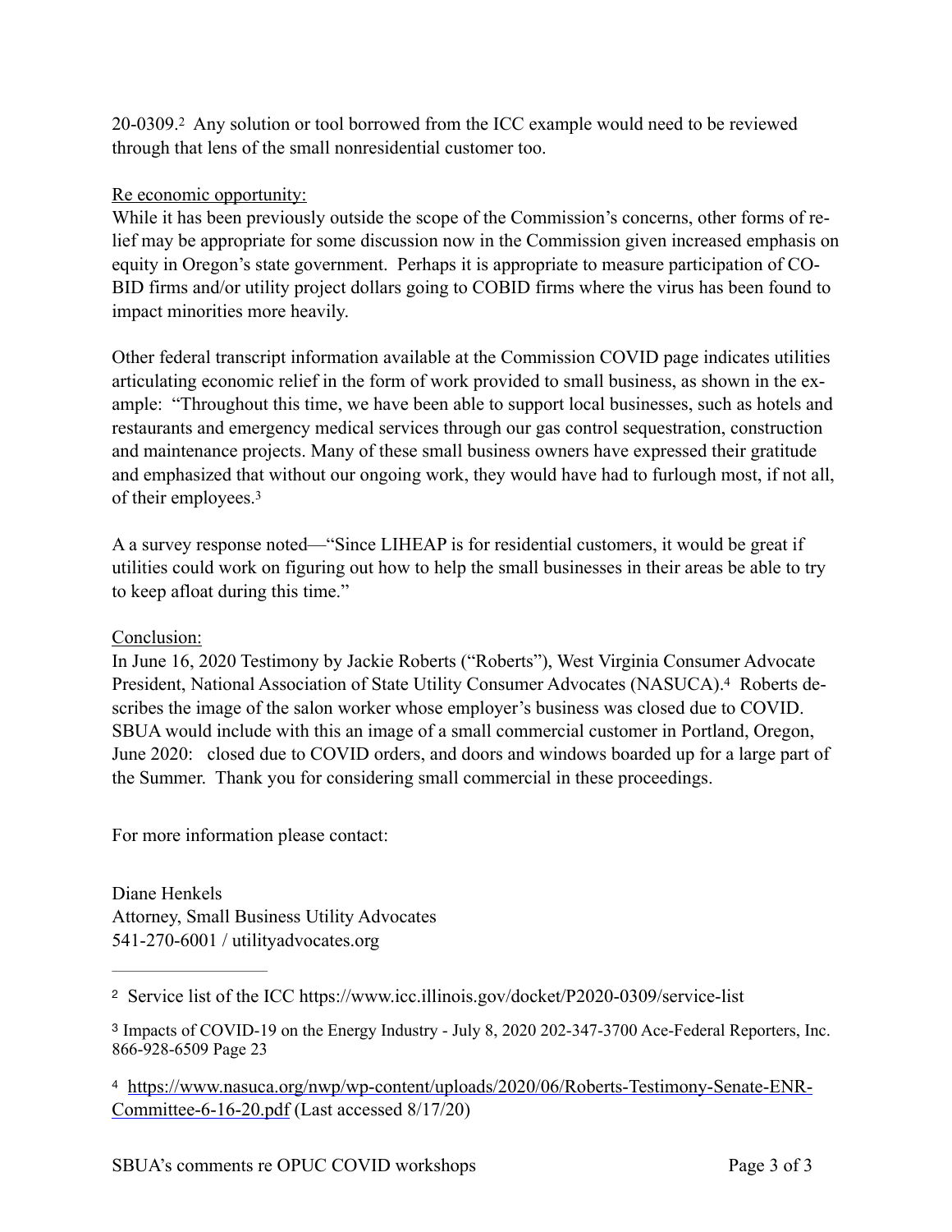20-0309.[2] Any solution or tool borrowed from the ICC example would need to be reviewed through that lens of the small nonresidential customer too.

Re economic opportunity:

While it has been previously outside the scope of the Commission's concerns, other forms of relief may be appropriate for some discussion now in the Commission given increased emphasis on equity in Oregon's state government. Perhaps it is appropriate to measure participation of COBID firms and/or utility project dollars going to COBID firms where the virus has been found to impact minorities more heavily.

Other federal transcript information available at the Commission COVID page indicates utilities articulating economic relief in the form of work provided to small business, as shown in the example: "Throughout this time, we have been able to support local businesses, such as hotels and restaurants and emergency medical services through our gas control sequestration, construction and maintenance projects. Many of these small business owners have expressed their gratitude and emphasized that without our ongoing work, they would have had to furlough most, if not all, of their employees.[3]

A a survey response noted—"Since LIHEAP is for residential customers, it would be great if utilities could work on figuring out how to help the small businesses in their areas be able to try to keep afloat during this time."

Conclusion:

In June 16, 2020 Testimony by Jackie Roberts ("Roberts"), West Virginia Consumer Advocate President, National Association of State Utility Consumer Advocates (NASUCA).[4] Roberts describes the image of the salon worker whose employer's business was closed due to COVID. SBUA would include with this an image of a small commercial customer in Portland, Oregon, June 2020: closed due to COVID orders, and doors and windows boarded up for a large part of the Summer. Thank you for considering small commercial in these proceedings.

For more information please contact:

Diane Henkels
Attorney, Small Business Utility Advocates
541-270-6001 / utilityadvocates.org

---

[2] Service list of the ICC https://www.icc.illinois.gov/docket/P2020-0309/service-list

[3] Impacts of COVID-19 on the Energy Industry - July 8, 2020 202-347-3700 Ace-Federal Reporters, Inc. 866-928-6509 Page 23

[4] https://www.nasuca.org/nwp/wp-content/uploads/2020/06/Roberts-Testimony-Senate-ENR-Committee-6-16-20.pdf (Last accessed 8/17/20)